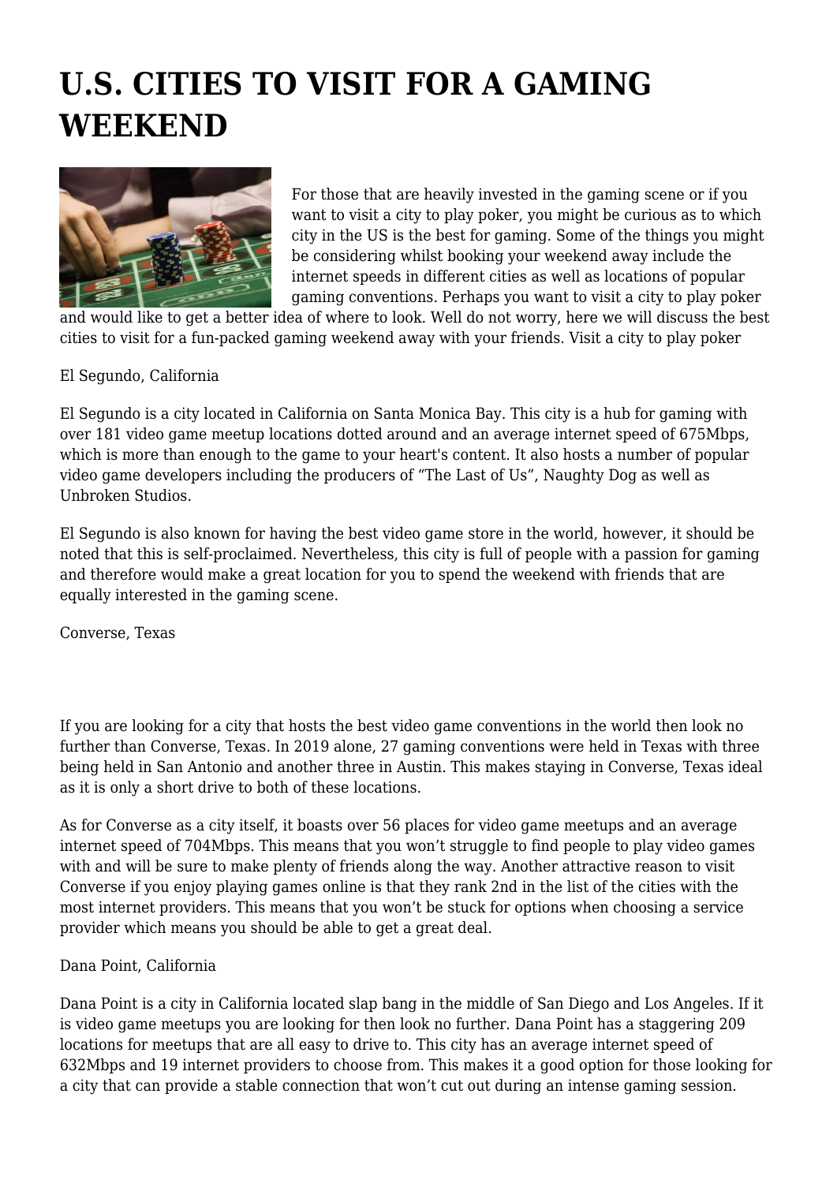# U.S. CITIES TO VISIT FOR A GAMING WEEKEND

For those that are heavily invested in the gaming scene or if you want to visit a city to play poker, you might be curious as to which city in the US is the best for gaming. Some of the things you might be considering whilst booking your weekend away include the internet speeds in different cities as well as locations of popular gaming conventions. Perhaps you want to visit a city to play poker and would like to get a better idea of where to look. Well do not worry, here we will discuss the best cities to visit for a fun-packed gaming weekend away with your friends. Visit a city to play poker

El Segundo, California

El Segundo is a city located in California on Santa Monica Bay. This city is a hub for gaming with over 181 video game meetup locations dotted around and an average internet speed of 675Mbps, which is more than enough to the game to your heart's content. It also hosts a number of popular video game developers including the producers of "The Last of Us", Naughty Dog as well as Unbroken Studios.

El Segundo is also known for having the best video game store in the world, however, it should be noted that this is self-proclaimed. Nevertheless, this city is full of people with a passion for gaming and therefore would make a great location for you to spend the weekend with friends that are equally interested in the gaming scene.

Converse, Texas

If you are looking for a city that hosts the best video game conventions in the world then look no further than Converse, Texas. In 2019 alone, 27 gaming conventions were held in Texas with three being held in San Antonio and another three in Austin. This makes staying in Converse, Texas ideal as it is only a short drive to both of these locations.

As for Converse as a city itself, it boasts over 56 places for video game meetups and an average internet speed of 704Mbps. This means that you won't struggle to find people to play video games with and will be sure to make plenty of friends along the way. Another attractive reason to visit Converse if you enjoy playing games online is that they rank 2nd in the list of the cities with the most internet providers. This means that you won't be stuck for options when choosing a service provider which means you should be able to get a great deal.

Dana Point, California

Dana Point is a city in California located slap bang in the middle of San Diego and Los Angeles. If it is video game meetups you are looking for then look no further. Dana Point has a staggering 209 locations for meetups that are all easy to drive to. This city has an average internet speed of 632Mbps and 19 internet providers to choose from. This makes it a good option for those looking for a city that can provide a stable connection that won't cut out during an intense gaming session.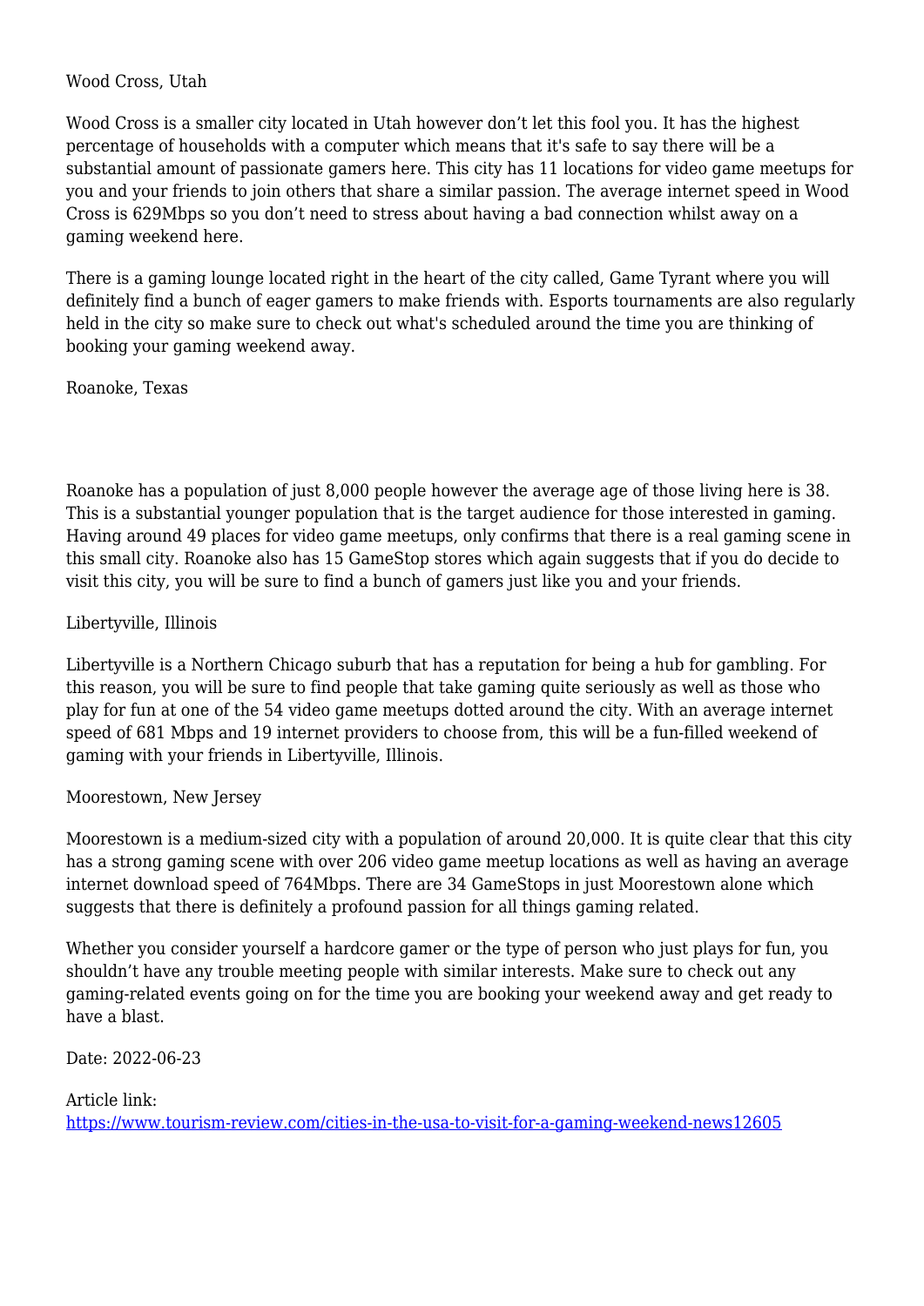## Wood Cross, Utah

Wood Cross is a smaller city located in Utah however don't let this fool you. It has the highest percentage of households with a computer which means that it's safe to say there will be a substantial amount of passionate gamers here. This city has 11 locations for video game meetups for you and your friends to join others that share a similar passion. The average internet speed in Wood Cross is 629Mbps so you don't need to stress about having a bad connection whilst away on a gaming weekend here.

There is a gaming lounge located right in the heart of the city called, Game Tyrant where you will definitely find a bunch of eager gamers to make friends with. Esports tournaments are also regularly held in the city so make sure to check out what's scheduled around the time you are thinking of booking your gaming weekend away.

## Roanoke, Texas

Roanoke has a population of just 8,000 people however the average age of those living here is 38. This is a substantial younger population that is the target audience for those interested in gaming. Having around 49 places for video game meetups, only confirms that there is a real gaming scene in this small city. Roanoke also has 15 GameStop stores which again suggests that if you do decide to visit this city, you will be sure to find a bunch of gamers just like you and your friends.

## Libertyville, Illinois

Libertyville is a Northern Chicago suburb that has a reputation for being a hub for gambling. For this reason, you will be sure to find people that take gaming quite seriously as well as those who play for fun at one of the 54 video game meetups dotted around the city. With an average internet speed of 681 Mbps and 19 internet providers to choose from, this will be a fun-filled weekend of gaming with your friends in Libertyville, Illinois.

## Moorestown, New Jersey

Moorestown is a medium-sized city with a population of around 20,000. It is quite clear that this city has a strong gaming scene with over 206 video game meetup locations as well as having an average internet download speed of 764Mbps. There are 34 GameStops in just Moorestown alone which suggests that there is definitely a profound passion for all things gaming related.

Whether you consider yourself a hardcore gamer or the type of person who just plays for fun, you shouldn't have any trouble meeting people with similar interests. Make sure to check out any gaming-related events going on for the time you are booking your weekend away and get ready to have a blast.

Date: 2022-06-23

Article link:
https://www.tourism-review.com/cities-in-the-usa-to-visit-for-a-gaming-weekend-news12605